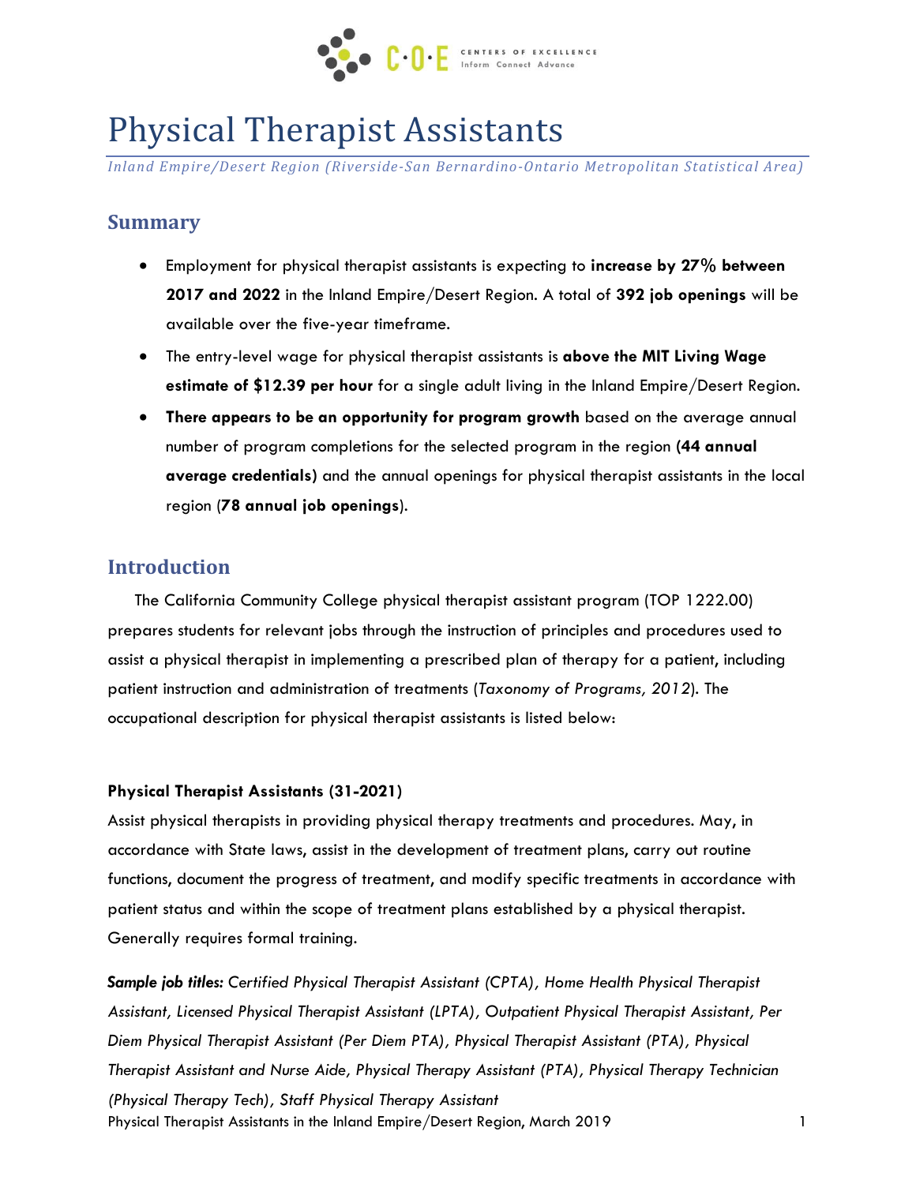# Physical Therapist Assistants

*Inland Empire/Desert Region (Riverside-San Bernardino-Ontario Metropolitan Statistical Area)*

## Summary

- Employment for physical therapist assistants is expecting to **increase by 27% between 2017 and 2022** in the Inland Empire/Desert Region. A total of **392 job openings** will be available over the five-year timeframe.
- The entry-level wage for physical therapist assistants is **above the MIT Living Wage estimate of $12.39 per hour** for a single adult living in the Inland Empire/Desert Region.
- **There appears to be an opportunity for program growth** based on the average annual number of program completions for the selected program in the region **(44 annual average credentials)** and the annual openings for physical therapist assistants in the local region (**78 annual job openings**).

## Introduction

The California Community College physical therapist assistant program (TOP 1222.00) prepares students for relevant jobs through the instruction of principles and procedures used to assist a physical therapist in implementing a prescribed plan of therapy for a patient, including patient instruction and administration of treatments (*Taxonomy of Programs, 2012*). The occupational description for physical therapist assistants is listed below:

**Physical Therapist Assistants (31-2021)**
Assist physical therapists in providing physical therapy treatments and procedures. May, in accordance with State laws, assist in the development of treatment plans, carry out routine functions, document the progress of treatment, and modify specific treatments in accordance with patient status and within the scope of treatment plans established by a physical therapist. Generally requires formal training.

***Sample job titles:*** *Certified Physical Therapist Assistant (CPTA), Home Health Physical Therapist Assistant, Licensed Physical Therapist Assistant (LPTA), Outpatient Physical Therapist Assistant, Per Diem Physical Therapist Assistant (Per Diem PTA), Physical Therapist Assistant (PTA), Physical Therapist Assistant and Nurse Aide, Physical Therapy Assistant (PTA), Physical Therapy Technician (Physical Therapy Tech), Staff Physical Therapy Assistant*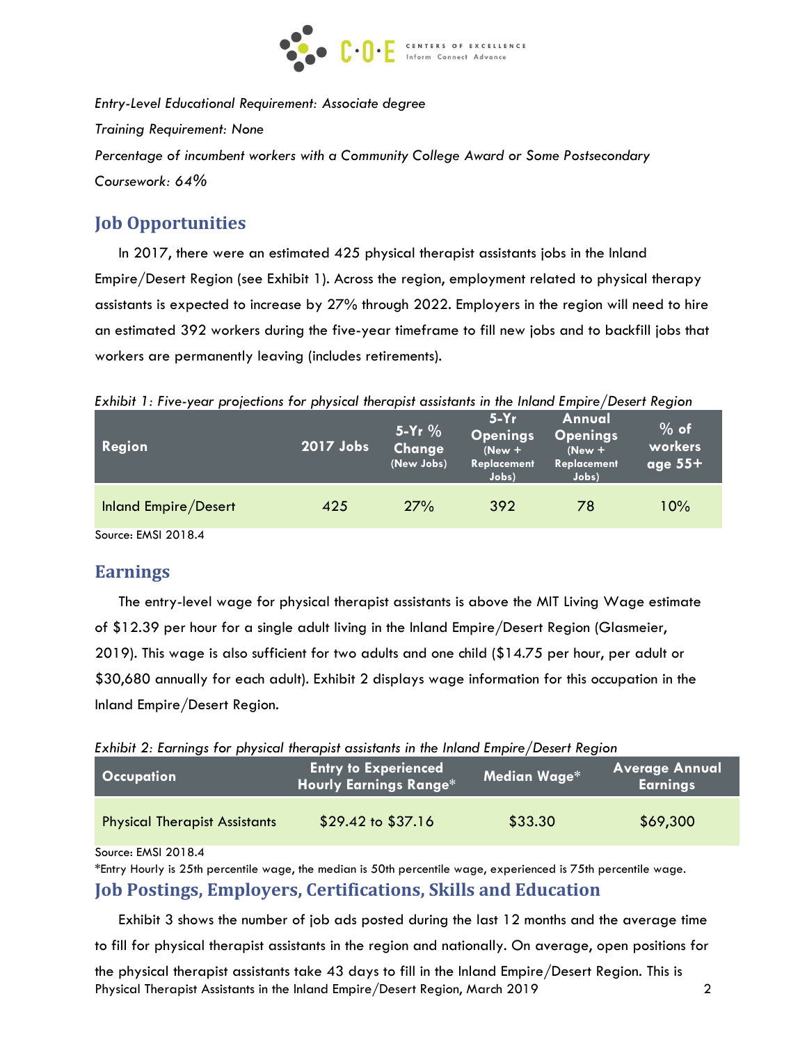*Entry-Level Educational Requirement: Associate degree*

*Training Requirement: None*

*Percentage of incumbent workers with a Community College Award or Some Postsecondary Coursework: 64%*

## Job Opportunities

In 2017, there were an estimated 425 physical therapist assistants jobs in the Inland Empire/Desert Region (see Exhibit 1). Across the region, employment related to physical therapy assistants is expected to increase by 27% through 2022. Employers in the region will need to hire an estimated 392 workers during the five-year timeframe to fill new jobs and to backfill jobs that workers are permanently leaving (includes retirements).

*Exhibit 1: Five-year projections for physical therapist assistants in the Inland Empire/Desert Region*

| Region | 2017 Jobs | 5-Yr % Change (New Jobs) | 5-Yr Openings (New + Replacement Jobs) | Annual Openings (New + Replacement Jobs) | % of workers age 55+ |
|---|---|---|---|---|---|
| Inland Empire/Desert | 425 | 27% | 392 | 78 | 10% |

Source: EMSI 2018.4

## Earnings

The entry-level wage for physical therapist assistants is above the MIT Living Wage estimate of $12.39 per hour for a single adult living in the Inland Empire/Desert Region (Glasmeier, 2019). This wage is also sufficient for two adults and one child ($14.75 per hour, per adult or $30,680 annually for each adult). Exhibit 2 displays wage information for this occupation in the Inland Empire/Desert Region.

*Exhibit 2: Earnings for physical therapist assistants in the Inland Empire/Desert Region*

| Occupation | Entry to Experienced Hourly Earnings Range* | Median Wage* | Average Annual Earnings |
|---|---|---|---|
| Physical Therapist Assistants | $29.42 to $37.16 | $33.30 | $69,300 |

Source: EMSI 2018.4

*Entry Hourly is 25th percentile wage, the median is 50th percentile wage, experienced is 75th percentile wage.

## Job Postings, Employers, Certifications, Skills and Education

Exhibit 3 shows the number of job ads posted during the last 12 months and the average time to fill for physical therapist assistants in the region and nationally. On average, open positions for the physical therapist assistants take 43 days to fill in the Inland Empire/Desert Region. This is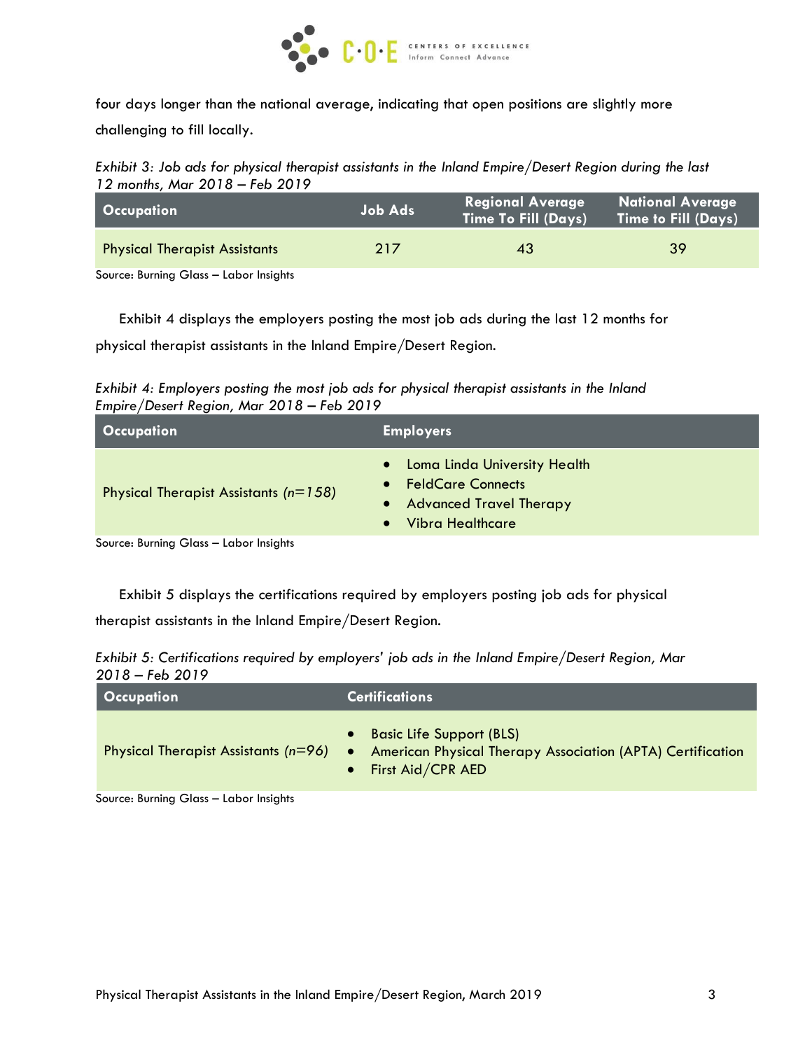four days longer than the national average, indicating that open positions are slightly more challenging to fill locally.

*Exhibit 3: Job ads for physical therapist assistants in the Inland Empire/Desert Region during the last 12 months, Mar 2018 – Feb 2019*

| Occupation | Job Ads | Regional Average Time To Fill (Days) | National Average Time to Fill (Days) |
|---|---|---|---|
| Physical Therapist Assistants | 217 | 43 | 39 |

Source: Burning Glass – Labor Insights

Exhibit 4 displays the employers posting the most job ads during the last 12 months for physical therapist assistants in the Inland Empire/Desert Region.

*Exhibit 4: Employers posting the most job ads for physical therapist assistants in the Inland Empire/Desert Region, Mar 2018 – Feb 2019*

| Occupation | Employers |
|---|---|
| Physical Therapist Assistants *(n=158)* | • Loma Linda University Health<br>• FeldCare Connects<br>• Advanced Travel Therapy<br>• Vibra Healthcare |

Source: Burning Glass – Labor Insights

Exhibit 5 displays the certifications required by employers posting job ads for physical therapist assistants in the Inland Empire/Desert Region.

*Exhibit 5: Certifications required by employers' job ads in the Inland Empire/Desert Region, Mar 2018 – Feb 2019*

| Occupation | Certifications |
|---|---|
| Physical Therapist Assistants *(n=96)* | • Basic Life Support (BLS)<br>• American Physical Therapy Association (APTA) Certification<br>• First Aid/CPR AED |

Source: Burning Glass – Labor Insights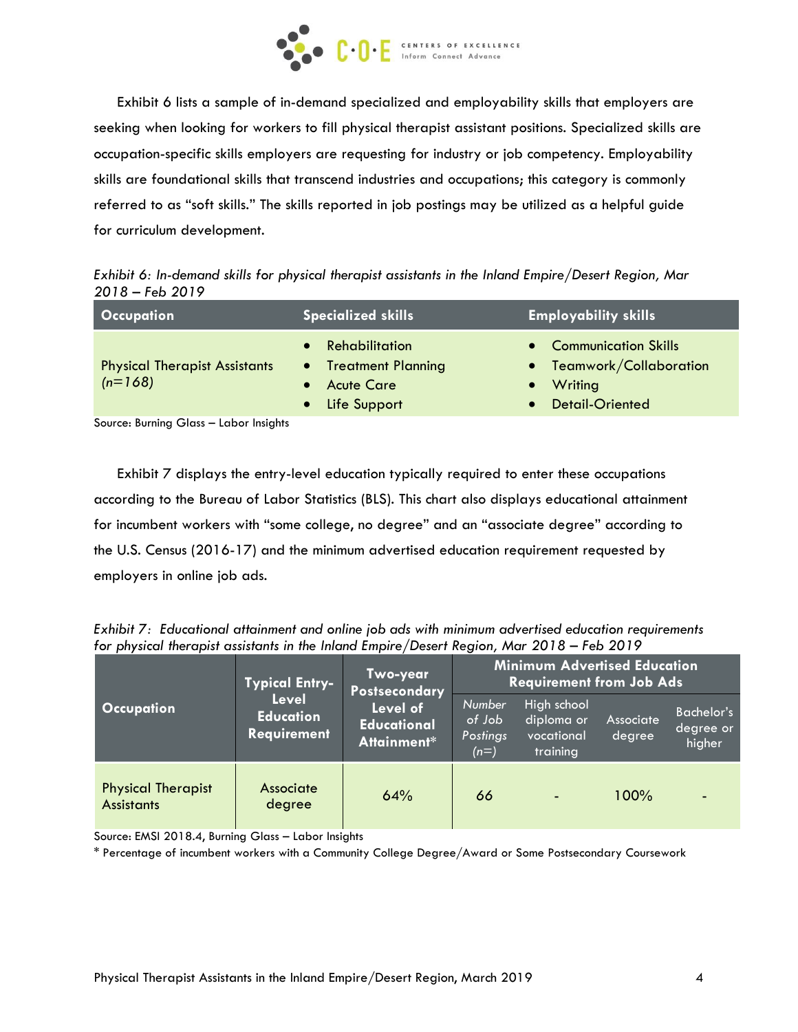Exhibit 6 lists a sample of in-demand specialized and employability skills that employers are seeking when looking for workers to fill physical therapist assistant positions. Specialized skills are occupation-specific skills employers are requesting for industry or job competency. Employability skills are foundational skills that transcend industries and occupations; this category is commonly referred to as "soft skills." The skills reported in job postings may be utilized as a helpful guide for curriculum development.

*Exhibit 6: In-demand skills for physical therapist assistants in the Inland Empire/Desert Region, Mar 2018 – Feb 2019*

| Occupation | Specialized skills | Employability skills |
|---|---|---|
| Physical Therapist Assistants (*n=168*) | • Rehabilitation<br>• Treatment Planning<br>• Acute Care<br>• Life Support | • Communication Skills<br>• Teamwork/Collaboration<br>• Writing<br>• Detail-Oriented |

Source: Burning Glass – Labor Insights

Exhibit 7 displays the entry-level education typically required to enter these occupations according to the Bureau of Labor Statistics (BLS). This chart also displays educational attainment for incumbent workers with "some college, no degree" and an "associate degree" according to the U.S. Census (2016-17) and the minimum advertised education requirement requested by employers in online job ads.

*Exhibit 7: Educational attainment and online job ads with minimum advertised education requirements for physical therapist assistants in the Inland Empire/Desert Region, Mar 2018 – Feb 2019*

| Occupation | Typical Entry-Level Education Requirement | Two-year Postsecondary Level of Educational Attainment* | Minimum Advertised Education Requirement from Job Ads | | | |
|---|---|---|---|---|---|---|
| | | | *Number of Job Postings (n=)* | High school diploma or vocational training | Associate degree | Bachelor's degree or higher |
| Physical Therapist Assistants | Associate degree | 64% | 66 | - | 100% | - |

Source: EMSI 2018.4, Burning Glass – Labor Insights

* Percentage of incumbent workers with a Community College Degree/Award or Some Postsecondary Coursework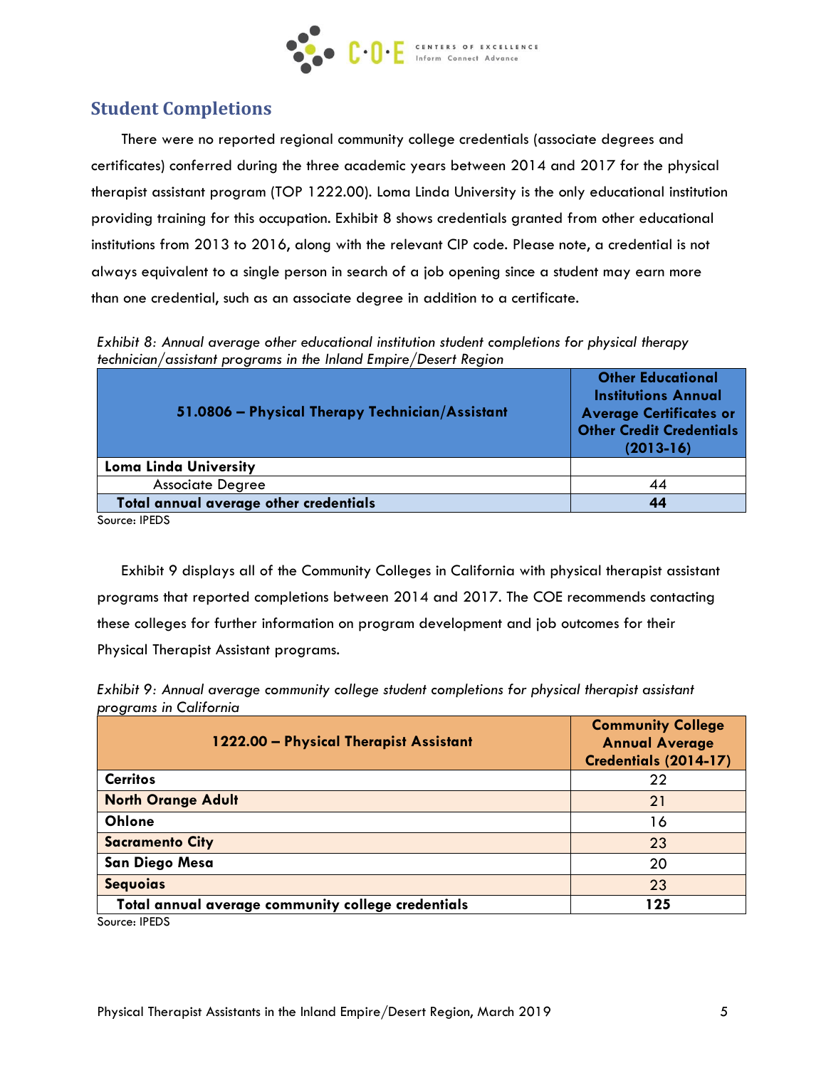## Student Completions

There were no reported regional community college credentials (associate degrees and certificates) conferred during the three academic years between 2014 and 2017 for the physical therapist assistant program (TOP 1222.00). Loma Linda University is the only educational institution providing training for this occupation. Exhibit 8 shows credentials granted from other educational institutions from 2013 to 2016, along with the relevant CIP code. Please note, a credential is not always equivalent to a single person in search of a job opening since a student may earn more than one credential, such as an associate degree in addition to a certificate.

*Exhibit 8: Annual average other educational institution student completions for physical therapy technician/assistant programs in the Inland Empire/Desert Region*

| 51.0806 – Physical Therapy Technician/Assistant | Other Educational Institutions Annual Average Certificates or Other Credit Credentials (2013-16) |
|---|---|
| **Loma Linda University** | |
| Associate Degree | 44 |
| **Total annual average other credentials** | **44** |

Source: IPEDS

Exhibit 9 displays all of the Community Colleges in California with physical therapist assistant programs that reported completions between 2014 and 2017. The COE recommends contacting these colleges for further information on program development and job outcomes for their Physical Therapist Assistant programs.

*Exhibit 9: Annual average community college student completions for physical therapist assistant programs in California*

| 1222.00 – Physical Therapist Assistant | Community College Annual Average Credentials (2014-17) |
|---|---|
| **Cerritos** | 22 |
| **North Orange Adult** | 21 |
| **Ohlone** | 16 |
| **Sacramento City** | 23 |
| **San Diego Mesa** | 20 |
| **Sequoias** | 23 |
| **Total annual average community college credentials** | **125** |

Source: IPEDS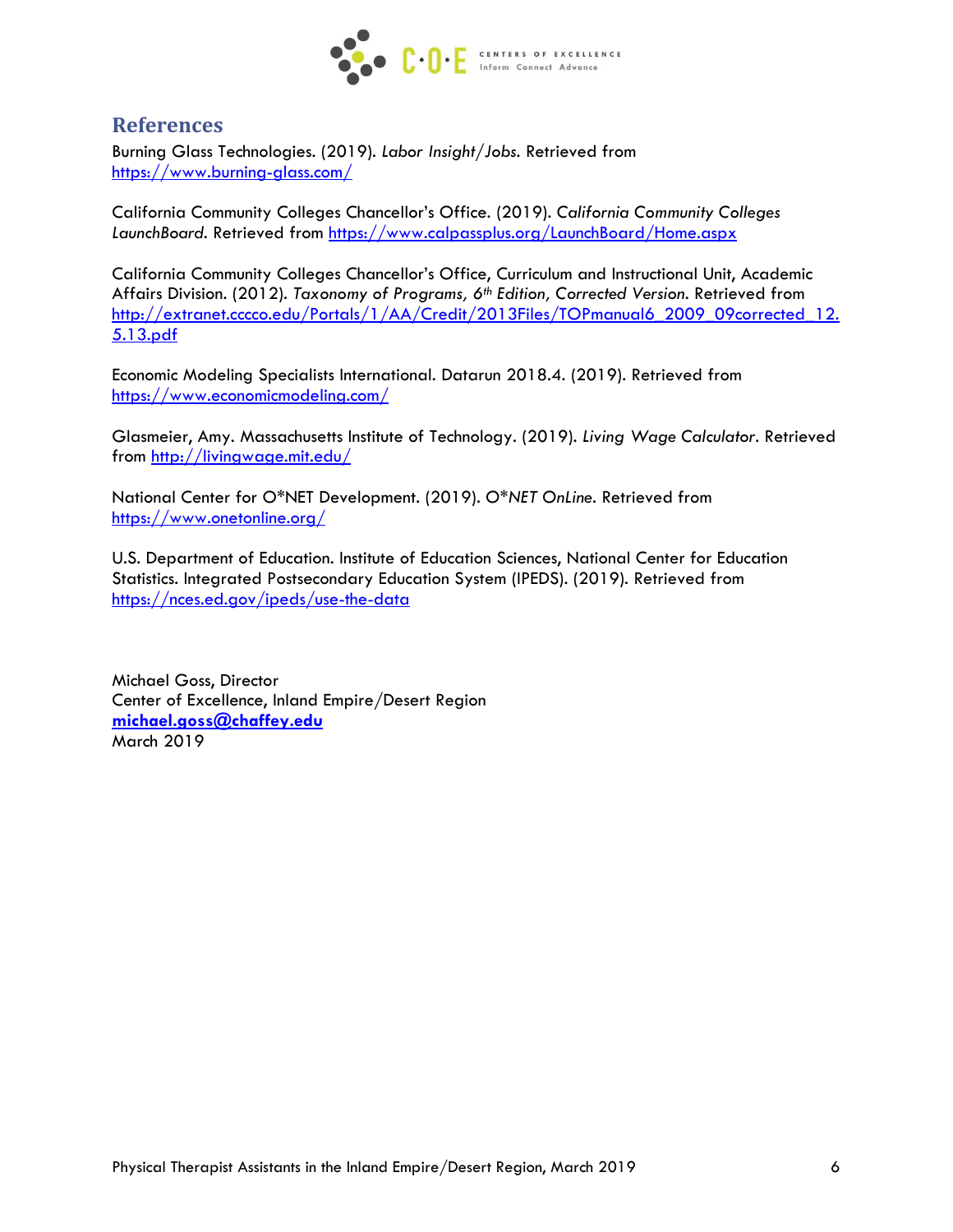## References

Burning Glass Technologies. (2019). *Labor Insight/Jobs*. Retrieved from https://www.burning-glass.com/

California Community Colleges Chancellor's Office. (2019). *California Community Colleges LaunchBoard*. Retrieved from https://www.calpassplus.org/LaunchBoard/Home.aspx

California Community Colleges Chancellor's Office, Curriculum and Instructional Unit, Academic Affairs Division. (2012). *Taxonomy of Programs, 6th Edition, Corrected Version*. Retrieved from http://extranet.cccco.edu/Portals/1/AA/Credit/2013Files/TOPmanual6_2009_09corrected_12.5.13.pdf

Economic Modeling Specialists International. Datarun 2018.4. (2019). Retrieved from https://www.economicmodeling.com/

Glasmeier, Amy. Massachusetts Institute of Technology. (2019). *Living Wage Calculator*. Retrieved from http://livingwage.mit.edu/

National Center for O*NET Development. (2019). *O*NET OnLine*. Retrieved from https://www.onetonline.org/

U.S. Department of Education. Institute of Education Sciences, National Center for Education Statistics. Integrated Postsecondary Education System (IPEDS). (2019). Retrieved from https://nces.ed.gov/ipeds/use-the-data

Michael Goss, Director
Center of Excellence, Inland Empire/Desert Region
**michael.goss@chaffey.edu**
March 2019